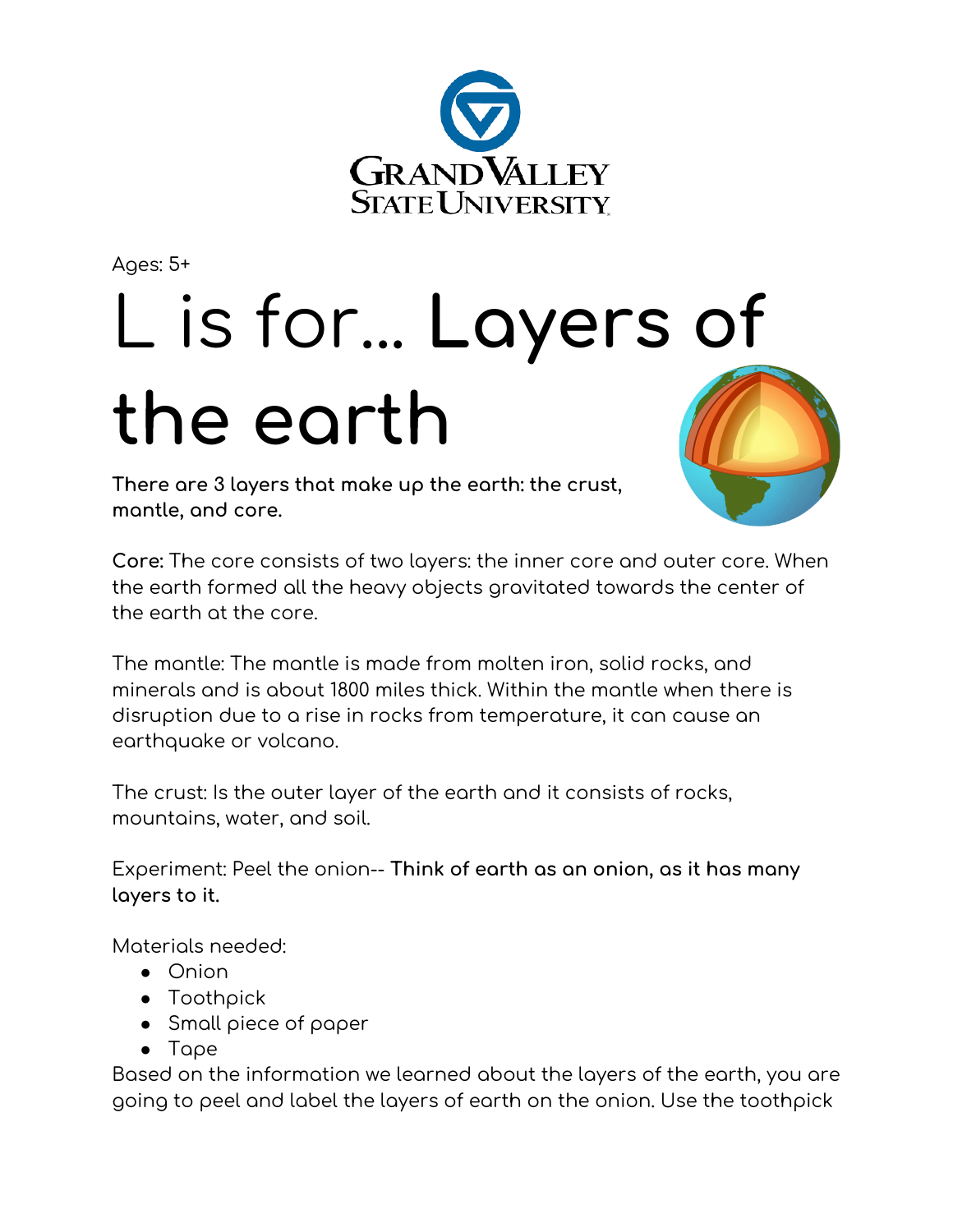Ages: 5+

# L is for... **Layers of the earth**

**There are 3 layers that make up the earth: the crust, mantle, and core.**

**Core:** The core consists of two layers: the inner core and outer core. When the earth formed all the heavy objects gravitated towards the center of the earth at the core.

The mantle: The mantle is made from molten iron, solid rocks, and minerals and is about 1800 miles thick. Within the mantle when there is disruption due to a rise in rocks from temperature, it can cause an earthquake or volcano.

The crust: Is the outer layer of the earth and it consists of rocks, mountains, water, and soil.

Experiment: Peel the onion-- **Think of earth as an onion, as it has many layers to it.**

Materials needed:

- Onion
- Toothpick
- Small piece of paper
- Tape

Based on the information we learned about the layers of the earth, you are going to peel and label the layers of earth on the onion. Use the toothpick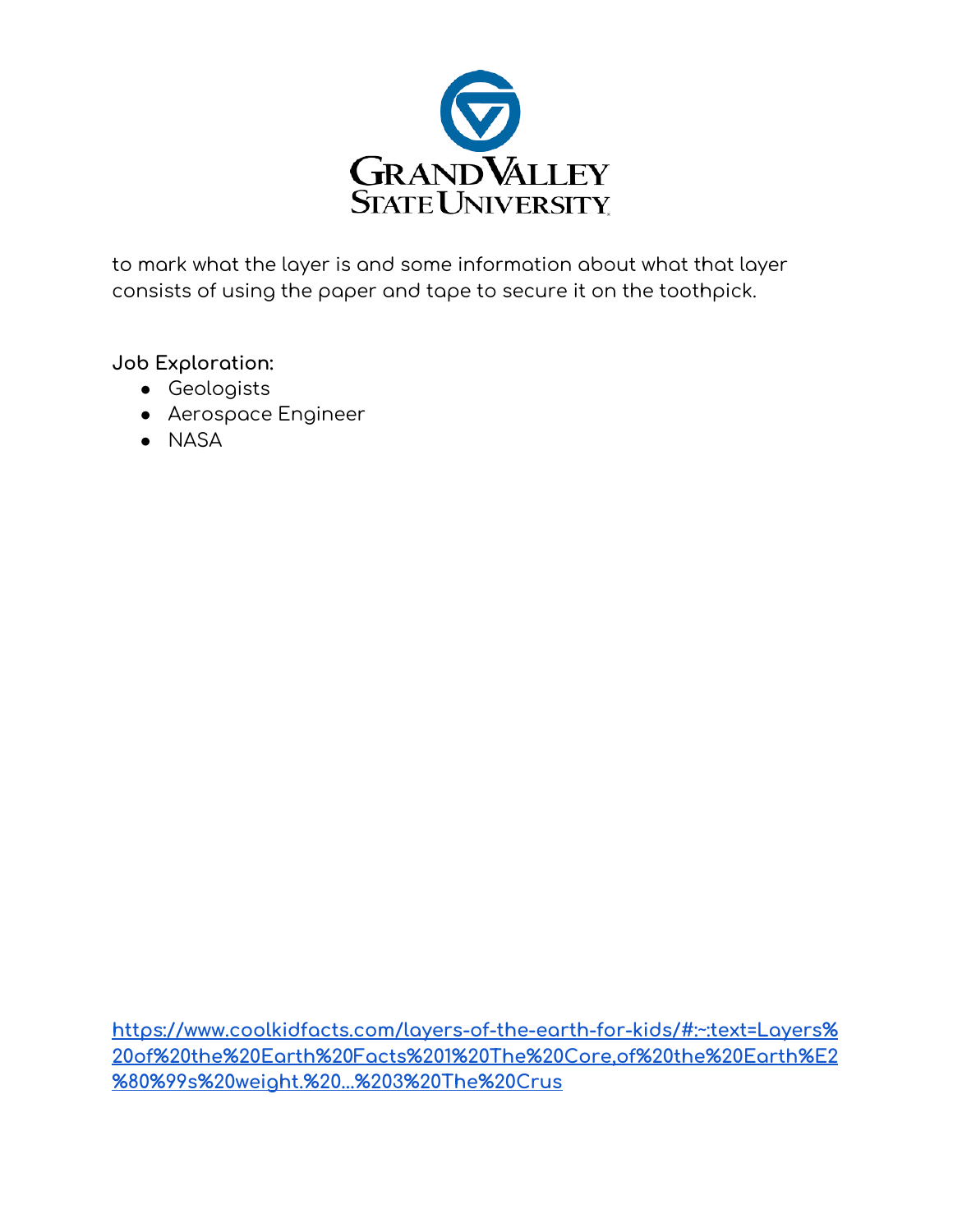to mark what the layer is and some information about what that layer consists of using the paper and tape to secure it on the toothpick.

**Job Exploration:**

- Geologists
- Aerospace Engineer
- NASA

https://www.coolkidfacts.com/layers-of-the-earth-for-kids/#:~:text=Layers%20of%20the%20Earth%20Facts%201%20The%20Core,of%20the%20Earth%E2%80%99s%20weight.%20...%203%20The%20Crus